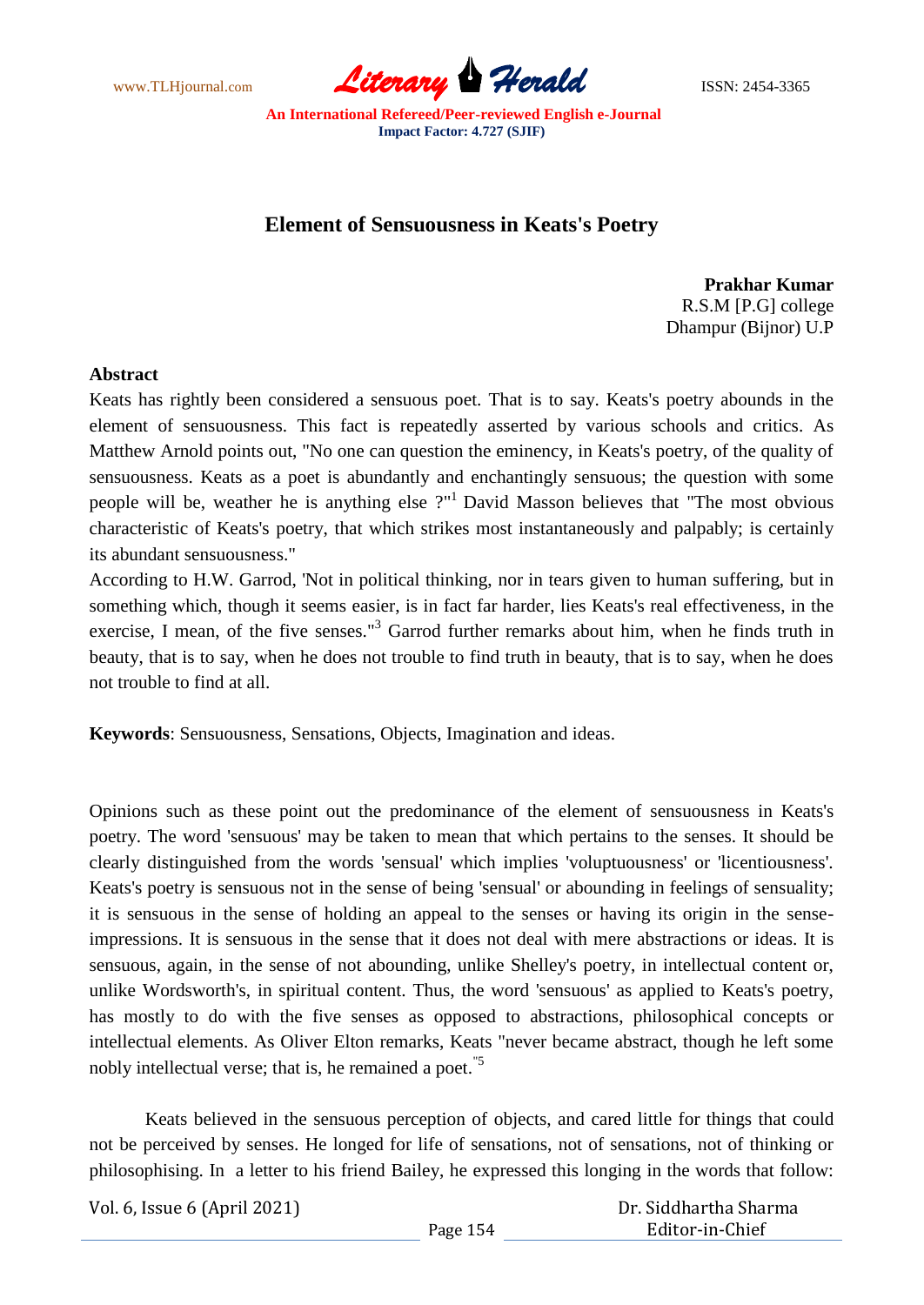# Element of Sensuousness in Keats's Poetry

**Prakhar Kumar**
R.S.M [P.G] college
Dhampur (Bijnor) U.P

**Abstract**

Keats has rightly been considered a sensuous poet. That is to say. Keats's poetry abounds in the element of sensuousness. This fact is repeatedly asserted by various schools and critics. As Matthew Arnold points out, "No one can question the eminency, in Keats's poetry, of the quality of sensuousness. Keats as a poet is abundantly and enchantingly sensuous; the question with some people will be, weather he is anything else ?"[1] David Masson believes that "The most obvious characteristic of Keats's poetry, that which strikes most instantaneously and palpably; is certainly its abundant sensuousness."

According to H.W. Garrod, 'Not in political thinking, nor in tears given to human suffering, but in something which, though it seems easier, is in fact far harder, lies Keats's real effectiveness, in the exercise, I mean, of the five senses."[3] Garrod further remarks about him, when he finds truth in beauty, that is to say, when he does not trouble to find truth in beauty, that is to say, when he does not trouble to find at all.

**Keywords**: Sensuousness, Sensations, Objects, Imagination and ideas.

Opinions such as these point out the predominance of the element of sensuousness in Keats's poetry. The word 'sensuous' may be taken to mean that which pertains to the senses. It should be clearly distinguished from the words 'sensual' which implies 'voluptuousness' or 'licentiousness'. Keats's poetry is sensuous not in the sense of being 'sensual' or abounding in feelings of sensuality; it is sensuous in the sense of holding an appeal to the senses or having its origin in the sense-impressions. It is sensuous in the sense that it does not deal with mere abstractions or ideas. It is sensuous, again, in the sense of not abounding, unlike Shelley's poetry, in intellectual content or, unlike Wordsworth's, in spiritual content. Thus, the word 'sensuous' as applied to Keats's poetry, has mostly to do with the five senses as opposed to abstractions, philosophical concepts or intellectual elements. As Oliver Elton remarks, Keats "never became abstract, though he left some nobly intellectual verse; that is, he remained a poet."[5]

Keats believed in the sensuous perception of objects, and cared little for things that could not be perceived by senses. He longed for life of sensations, not of sensations, not of thinking or philosophising. In a letter to his friend Bailey, he expressed this longing in the words that follow: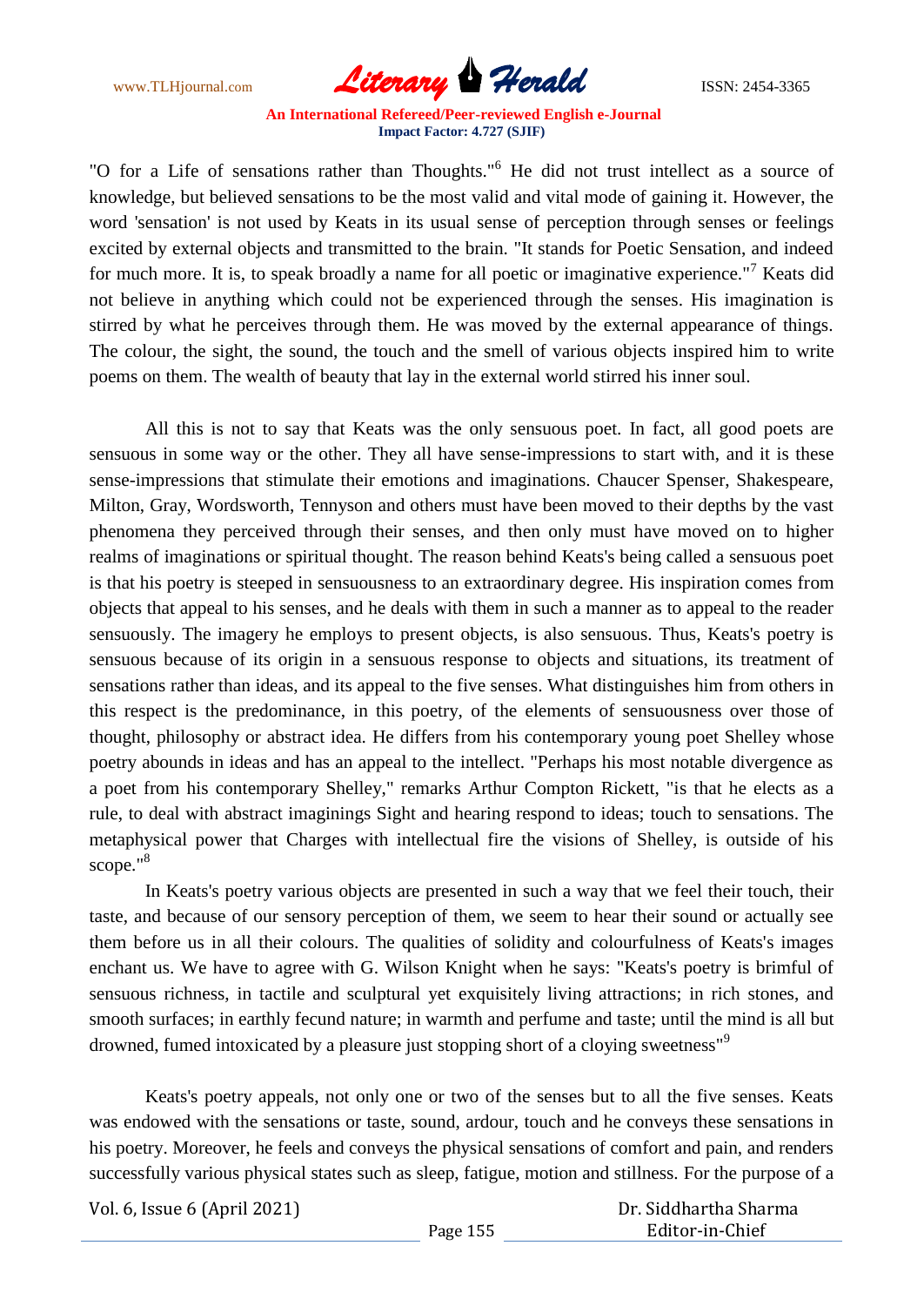"O for a Life of sensations rather than Thoughts."[6] He did not trust intellect as a source of knowledge, but believed sensations to be the most valid and vital mode of gaining it. However, the word 'sensation' is not used by Keats in its usual sense of perception through senses or feelings excited by external objects and transmitted to the brain. "It stands for Poetic Sensation, and indeed for much more. It is, to speak broadly a name for all poetic or imaginative experience."[7] Keats did not believe in anything which could not be experienced through the senses. His imagination is stirred by what he perceives through them. He was moved by the external appearance of things. The colour, the sight, the sound, the touch and the smell of various objects inspired him to write poems on them. The wealth of beauty that lay in the external world stirred his inner soul.

All this is not to say that Keats was the only sensuous poet. In fact, all good poets are sensuous in some way or the other. They all have sense-impressions to start with, and it is these sense-impressions that stimulate their emotions and imaginations. Chaucer Spenser, Shakespeare, Milton, Gray, Wordsworth, Tennyson and others must have been moved to their depths by the vast phenomena they perceived through their senses, and then only must have moved on to higher realms of imaginations or spiritual thought. The reason behind Keats's being called a sensuous poet is that his poetry is steeped in sensuousness to an extraordinary degree. His inspiration comes from objects that appeal to his senses, and he deals with them in such a manner as to appeal to the reader sensuously. The imagery he employs to present objects, is also sensuous. Thus, Keats's poetry is sensuous because of its origin in a sensuous response to objects and situations, its treatment of sensations rather than ideas, and its appeal to the five senses. What distinguishes him from others in this respect is the predominance, in this poetry, of the elements of sensuousness over those of thought, philosophy or abstract idea. He differs from his contemporary young poet Shelley whose poetry abounds in ideas and has an appeal to the intellect. "Perhaps his most notable divergence as a poet from his contemporary Shelley," remarks Arthur Compton Rickett, "is that he elects as a rule, to deal with abstract imaginings Sight and hearing respond to ideas; touch to sensations. The metaphysical power that Charges with intellectual fire the visions of Shelley, is outside of his scope."[8]

In Keats's poetry various objects are presented in such a way that we feel their touch, their taste, and because of our sensory perception of them, we seem to hear their sound or actually see them before us in all their colours. The qualities of solidity and colourfulness of Keats's images enchant us. We have to agree with G. Wilson Knight when he says: "Keats's poetry is brimful of sensuous richness, in tactile and sculptural yet exquisitely living attractions; in rich stones, and smooth surfaces; in earthly fecund nature; in warmth and perfume and taste; until the mind is all but drowned, fumed intoxicated by a pleasure just stopping short of a cloying sweetness"[9]

Keats's poetry appeals, not only one or two of the senses but to all the five senses. Keats was endowed with the sensations or taste, sound, ardour, touch and he conveys these sensations in his poetry. Moreover, he feels and conveys the physical sensations of comfort and pain, and renders successfully various physical states such as sleep, fatigue, motion and stillness. For the purpose of a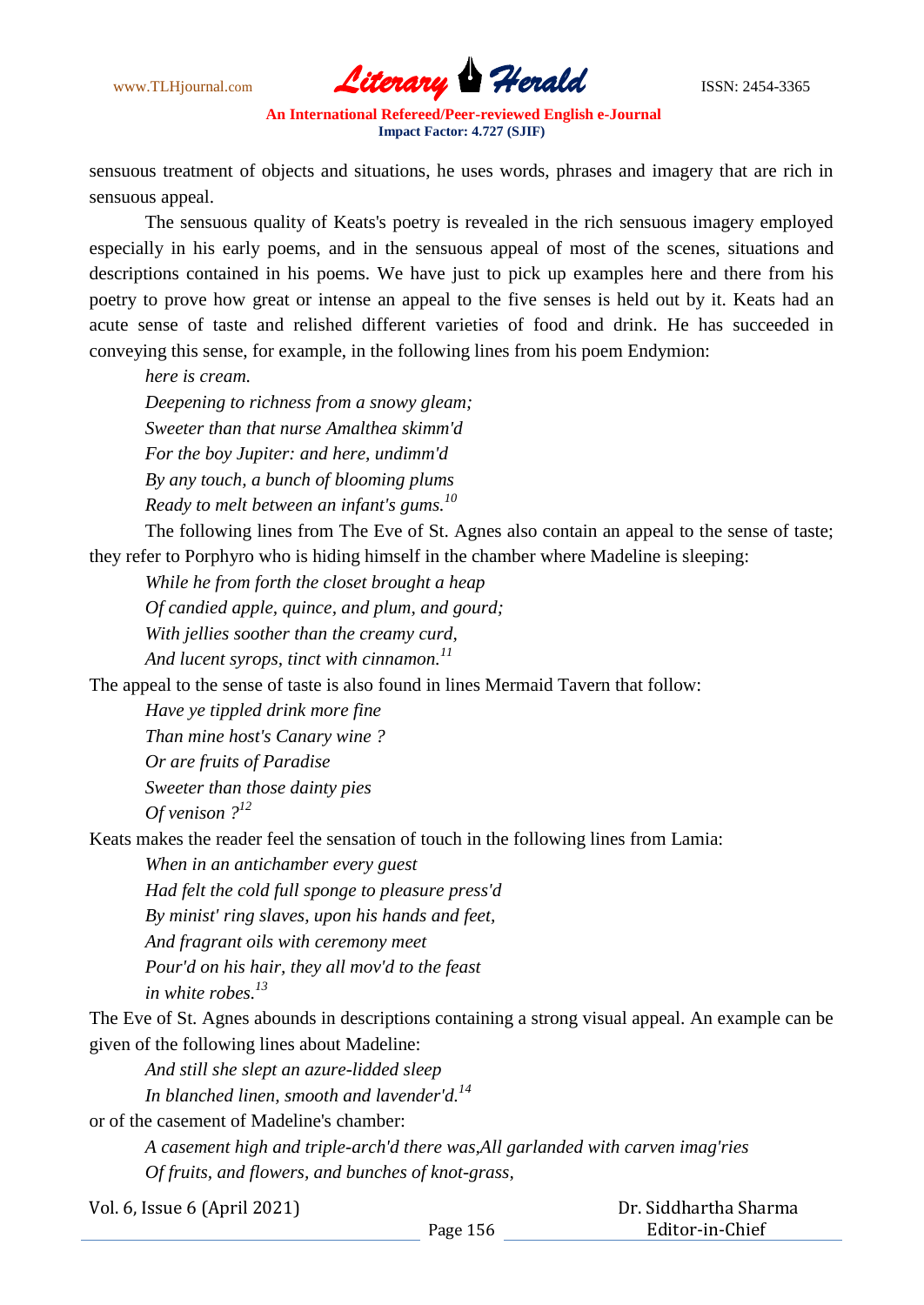sensuous treatment of objects and situations, he uses words, phrases and imagery that are rich in sensuous appeal.

The sensuous quality of Keats's poetry is revealed in the rich sensuous imagery employed especially in his early poems, and in the sensuous appeal of most of the scenes, situations and descriptions contained in his poems. We have just to pick up examples here and there from his poetry to prove how great or intense an appeal to the five senses is held out by it. Keats had an acute sense of taste and relished different varieties of food and drink. He has succeeded in conveying this sense, for example, in the following lines from his poem Endymion:

*here is cream.*
*Deepening to richness from a snowy gleam;*
*Sweeter than that nurse Amalthea skimm'd*
*For the boy Jupiter: and here, undimm'd*
*By any touch, a bunch of blooming plums*
*Ready to melt between an infant's gums.*[10]

The following lines from The Eve of St. Agnes also contain an appeal to the sense of taste; they refer to Porphyro who is hiding himself in the chamber where Madeline is sleeping:

*While he from forth the closet brought a heap*
*Of candied apple, quince, and plum, and gourd;*
*With jellies soother than the creamy curd,*
*And lucent syrops, tinct with cinnamon.*[11]

The appeal to the sense of taste is also found in lines Mermaid Tavern that follow:

*Have ye tippled drink more fine*
*Than mine host's Canary wine ?*
*Or are fruits of Paradise*
*Sweeter than those dainty pies*
*Of venison ?*[12]

Keats makes the reader feel the sensation of touch in the following lines from Lamia:

*When in an antichamber every guest*
*Had felt the cold full sponge to pleasure press'd*
*By minist' ring slaves, upon his hands and feet,*
*And fragrant oils with ceremony meet*
*Pour'd on his hair, they all mov'd to the feast*
*in white robes.*[13]

The Eve of St. Agnes abounds in descriptions containing a strong visual appeal. An example can be given of the following lines about Madeline:

*And still she slept an azure-lidded sleep*
*In blanched linen, smooth and lavender'd.*[14]

or of the casement of Madeline's chamber:

*A casement high and triple-arch'd there was,All garlanded with carven imag'ries*
*Of fruits, and flowers, and bunches of knot-grass,*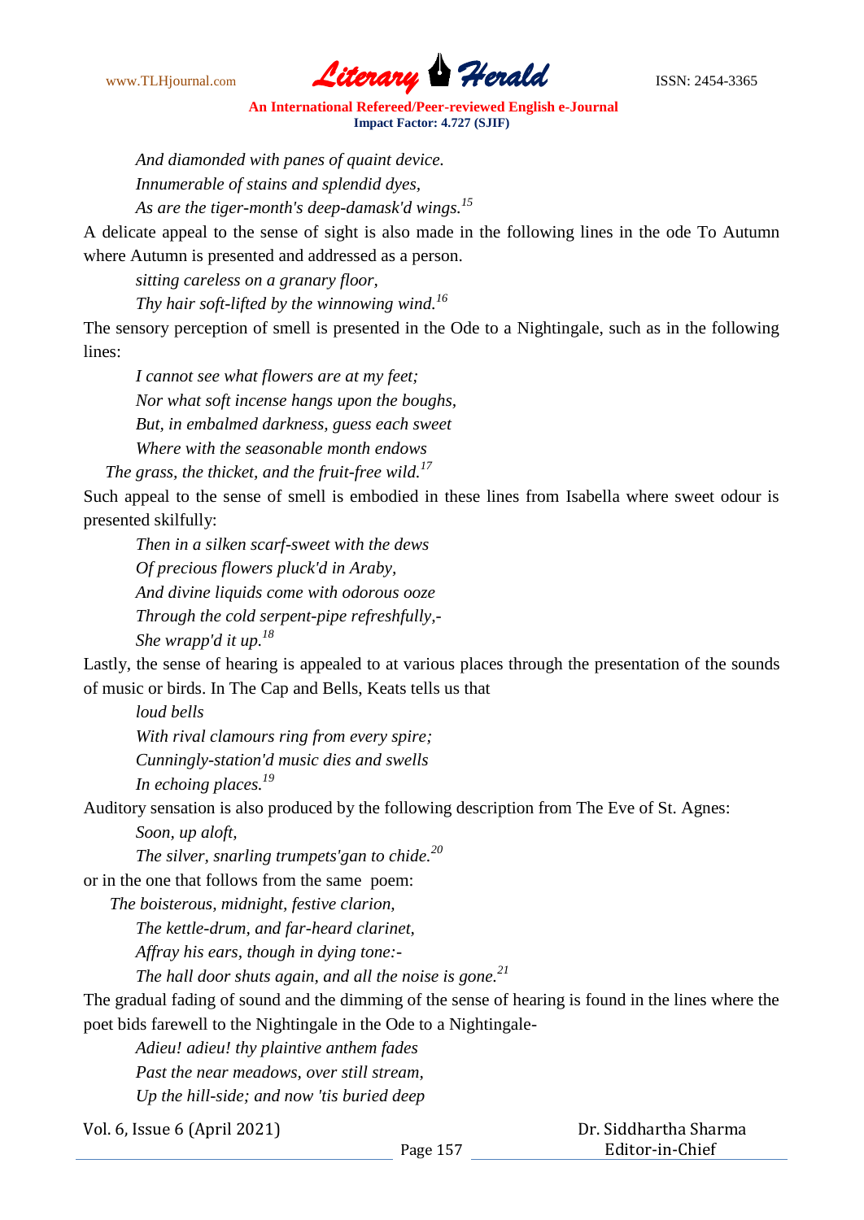*And diamonded with panes of quaint device.*
*Innumerable of stains and splendid dyes,*
*As are the tiger-month's deep-damask'd wings.*[15]

A delicate appeal to the sense of sight is also made in the following lines in the ode To Autumn where Autumn is presented and addressed as a person.

*sitting careless on a granary floor,*
*Thy hair soft-lifted by the winnowing wind.*[16]

The sensory perception of smell is presented in the Ode to a Nightingale, such as in the following lines:

*I cannot see what flowers are at my feet;*
*Nor what soft incense hangs upon the boughs,*
*But, in embalmed darkness, guess each sweet*
*Where with the seasonable month endows*
*The grass, the thicket, and the fruit-free wild.*[17]

Such appeal to the sense of smell is embodied in these lines from Isabella where sweet odour is presented skilfully:

*Then in a silken scarf-sweet with the dews*
*Of precious flowers pluck'd in Araby,*
*And divine liquids come with odorous ooze*
*Through the cold serpent-pipe refreshfully,-*
*She wrapp'd it up.*[18]

Lastly, the sense of hearing is appealed to at various places through the presentation of the sounds of music or birds. In The Cap and Bells, Keats tells us that

*loud bells*
*With rival clamours ring from every spire;*
*Cunningly-station'd music dies and swells*
*In echoing places.*[19]

Auditory sensation is also produced by the following description from The Eve of St. Agnes:

*Soon, up aloft,*
*The silver, snarling trumpets'gan to chide.*[20]

or in the one that follows from the same poem:

*The boisterous, midnight, festive clarion,*
*The kettle-drum, and far-heard clarinet,*
*Affray his ears, though in dying tone:-*
*The hall door shuts again, and all the noise is gone.*[21]

The gradual fading of sound and the dimming of the sense of hearing is found in the lines where the poet bids farewell to the Nightingale in the Ode to a Nightingale-

*Adieu! adieu! thy plaintive anthem fades*
*Past the near meadows, over still stream,*
*Up the hill-side; and now 'tis buried deep*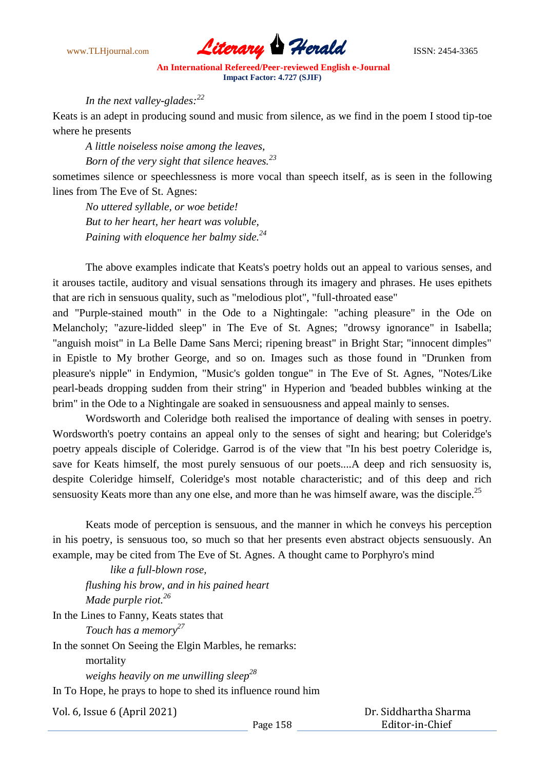*In the next valley-glades:*[22]

Keats is an adept in producing sound and music from silence, as we find in the poem I stood tip-toe where he presents

*A little noiseless noise among the leaves,*
*Born of the very sight that silence heaves.*[23]

sometimes silence or speechlessness is more vocal than speech itself, as is seen in the following lines from The Eve of St. Agnes:

*No uttered syllable, or woe betide!*
*But to her heart, her heart was voluble,*
*Paining with eloquence her balmy side.*[24]

The above examples indicate that Keats's poetry holds out an appeal to various senses, and it arouses tactile, auditory and visual sensations through its imagery and phrases. He uses epithets that are rich in sensuous quality, such as "melodious plot", "full-throated ease" and "Purple-stained mouth" in the Ode to a Nightingale: "aching pleasure" in the Ode on Melancholy; "azure-lidded sleep" in The Eve of St. Agnes; "drowsy ignorance" in Isabella; "anguish moist" in La Belle Dame Sans Merci; ripening breast" in Bright Star; "innocent dimples" in Epistle to My brother George, and so on. Images such as those found in "Drunken from pleasure's nipple" in Endymion, "Music's golden tongue" in The Eve of St. Agnes, "Notes/Like pearl-beads dropping sudden from their string" in Hyperion and 'beaded bubbles winking at the brim" in the Ode to a Nightingale are soaked in sensuousness and appeal mainly to senses.

Wordsworth and Coleridge both realised the importance of dealing with senses in poetry. Wordsworth's poetry contains an appeal only to the senses of sight and hearing; but Coleridge's poetry appeals disciple of Coleridge. Garrod is of the view that "In his best poetry Coleridge is, save for Keats himself, the most purely sensuous of our poets....A deep and rich sensuosity is, despite Coleridge himself, Coleridge's most notable characteristic; and of this deep and rich sensuosity Keats more than any one else, and more than he was himself aware, was the disciple.[25]

Keats mode of perception is sensuous, and the manner in which he conveys his perception in his poetry, is sensuous too, so much so that her presents even abstract objects sensuously. An example, may be cited from The Eve of St. Agnes. A thought came to Porphyro's mind

*like a full-blown rose,*
*flushing his brow, and in his pained heart*
*Made purple riot.*[26]

In the Lines to Fanny, Keats states that

*Touch has a memory*[27]

In the sonnet On Seeing the Elgin Marbles, he remarks:

mortality
*weighs heavily on me unwilling sleep*[28]

In To Hope, he prays to hope to shed its influence round him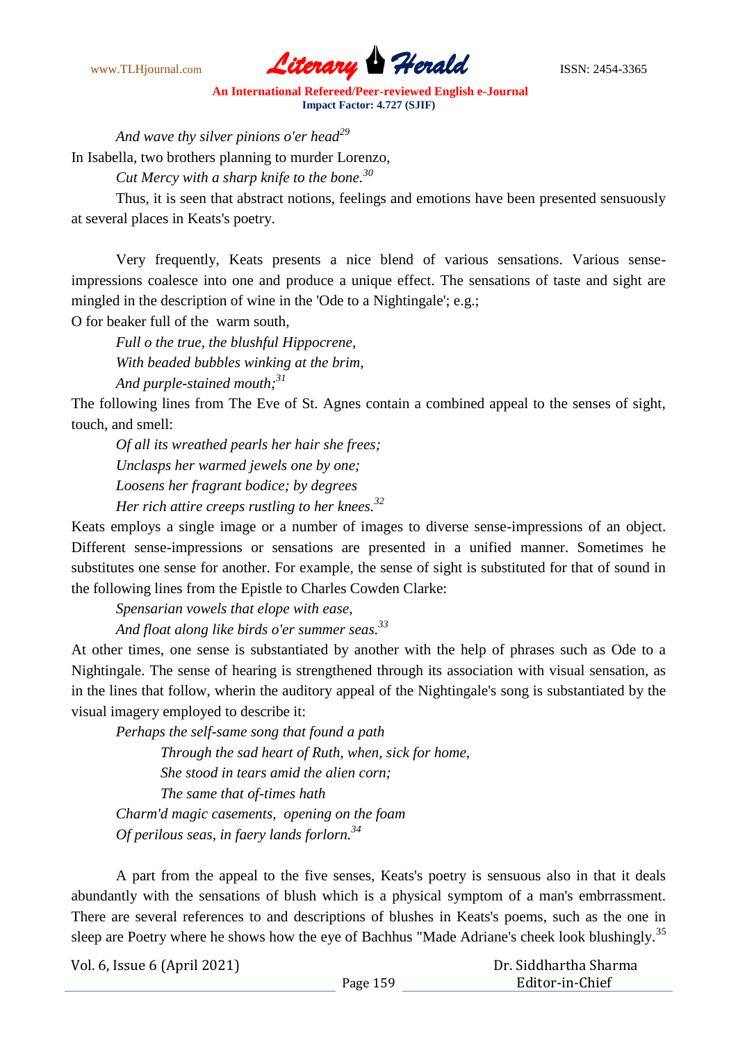*And wave thy silver pinions o'er head*[29]

In Isabella, two brothers planning to murder Lorenzo,

*Cut Mercy with a sharp knife to the bone.*[30]

Thus, it is seen that abstract notions, feelings and emotions have been presented sensuously at several places in Keats's poetry.

Very frequently, Keats presents a nice blend of various sensations. Various sense-impressions coalesce into one and produce a unique effect. The sensations of taste and sight are mingled in the description of wine in the 'Ode to a Nightingale'; e.g.;

O for beaker full of the  warm south,

*Full o the true, the blushful Hippocrene,*
*With beaded bubbles winking at the brim,*
*And purple-stained mouth;*[31]

The following lines from The Eve of St. Agnes contain a combined appeal to the senses of sight, touch, and smell:

*Of all its wreathed pearls her hair she frees;*
*Unclasps her warmed jewels one by one;*
*Loosens her fragrant bodice; by degrees*
*Her rich attire creeps rustling to her knees.*[32]

Keats employs a single image or a number of images to diverse sense-impressions of an object. Different sense-impressions or sensations are presented in a unified manner. Sometimes he substitutes one sense for another. For example, the sense of sight is substituted for that of sound in the following lines from the Epistle to Charles Cowden Clarke:

*Spensarian vowels that elope with ease,*
*And float along like birds o'er summer seas.*[33]

At other times, one sense is substantiated by another with the help of phrases such as Ode to a Nightingale. The sense of hearing is strengthened through its association with visual sensation, as in the lines that follow, wherin the auditory appeal of the Nightingale's song is substantiated by the visual imagery employed to describe it:

*Perhaps the self-same song that found a path*
*Through the sad heart of Ruth, when, sick for home,*
*She stood in tears amid the alien corn;*
*The same that of-times hath*
*Charm'd magic casements,  opening on the foam*
*Of perilous seas, in faery lands forlorn.*[34]

A part from the appeal to the five senses, Keats's poetry is sensuous also in that it deals abundantly with the sensations of blush which is a physical symptom of a man's embrrassment. There are several references to and descriptions of blushes in Keats's poems, such as the one in sleep are Poetry where he shows how the eye of Bachhus "Made Adriane's cheek look blushingly.[35]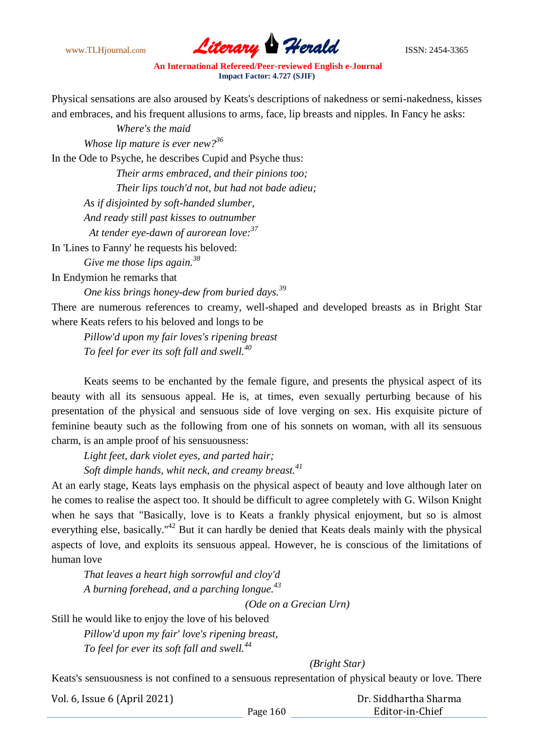Physical sensations are also aroused by Keats's descriptions of nakedness or semi-nakedness, kisses and embraces, and his frequent allusions to arms, face, lip breasts and nipples. In Fancy he asks:

> *Where's the maid*
> *Whose lip mature is ever new?*[36]

In the Ode to Psyche, he describes Cupid and Psyche thus:

> *Their arms embraced, and their pinions too;*
> *Their lips touch'd not, but had not bade adieu;*
> *As if disjointed by soft-handed slumber,*
> *And ready still past kisses to outnumber*
> *At tender eye-dawn of aurorean love:*[37]

In 'Lines to Fanny' he requests his beloved:

> *Give me those lips again.*[38]

In Endymion he remarks that

> *One kiss brings honey-dew from buried days.*[39]

There are numerous references to creamy, well-shaped and developed breasts as in Bright Star where Keats refers to his beloved and longs to be

> *Pillow'd upon my fair loves's ripening breast*
> *To feel for ever its soft fall and swell.*[40]

Keats seems to be enchanted by the female figure, and presents the physical aspect of its beauty with all its sensuous appeal. He is, at times, even sexually perturbing because of his presentation of the physical and sensuous side of love verging on sex. His exquisite picture of feminine beauty such as the following from one of his sonnets on woman, with all its sensuous charm, is an ample proof of his sensuousness:

> *Light feet, dark violet eyes, and parted hair;*
> *Soft dimple hands, whit neck, and creamy breast.*[41]

At an early stage, Keats lays emphasis on the physical aspect of beauty and love although later on he comes to realise the aspect too. It should be difficult to agree completely with G. Wilson Knight when he says that "Basically, love is to Keats a frankly physical enjoyment, but so is almost everything else, basically."[42] But it can hardly be denied that Keats deals mainly with the physical aspects of love, and exploits its sensuous appeal. However, he is conscious of the limitations of human love

> *That leaves a heart high sorrowful and cloy'd*
> *A burning forehead, and a parching longue.*[43]
>
> *(Ode on a Grecian Urn)*

Still he would like to enjoy the love of his beloved

> *Pillow'd upon my fair' love's ripening breast,*
> *To feel for ever its soft fall and swell.*[44]
>
> *(Bright Star)*

Keats's sensuousness is not confined to a sensuous representation of physical beauty or love. There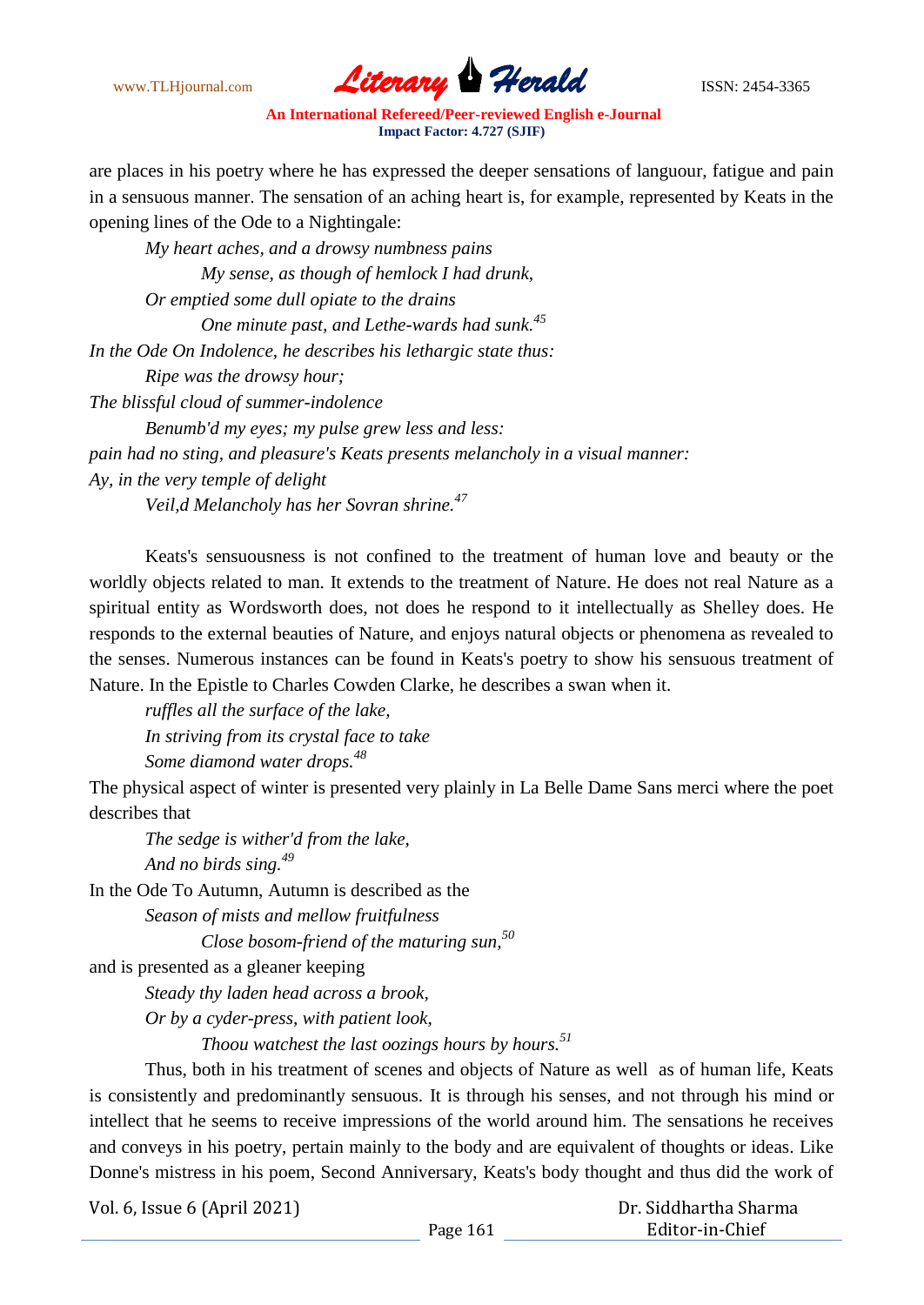are places in his poetry where he has expressed the deeper sensations of languour, fatigue and pain in a sensuous manner. The sensation of an aching heart is, for example, represented by Keats in the opening lines of the Ode to a Nightingale:

> *My heart aches, and a drowsy numbness pains*
> *My sense, as though of hemlock I had drunk,*
> *Or emptied some dull opiate to the drains*
> *One minute past, and Lethe-wards had sunk.*[45]

*In the Ode On Indolence, he describes his lethargic state thus:*

> *Ripe was the drowsy hour;*

*The blissful cloud of summer-indolence*

> *Benumb'd my eyes; my pulse grew less and less:*

*pain had no sting, and pleasure's Keats presents melancholy in a visual manner:*

*Ay, in the very temple of delight*

> *Veil,d Melancholy has her Sovran shrine.*[47]

Keats's sensuousness is not confined to the treatment of human love and beauty or the worldly objects related to man. It extends to the treatment of Nature. He does not real Nature as a spiritual entity as Wordsworth does, not does he respond to it intellectually as Shelley does. He responds to the external beauties of Nature, and enjoys natural objects or phenomena as revealed to the senses. Numerous instances can be found in Keats's poetry to show his sensuous treatment of Nature. In the Epistle to Charles Cowden Clarke, he describes a swan when it.

> *ruffles all the surface of the lake,*
> *In striving from its crystal face to take*
> *Some diamond water drops.*[48]

The physical aspect of winter is presented very plainly in La Belle Dame Sans merci where the poet describes that

> *The sedge is wither'd from the lake,*
> *And no birds sing.*[49]

In the Ode To Autumn, Autumn is described as the

> *Season of mists and mellow fruitfulness*
> *Close bosom-friend of the maturing sun,*[50]

and is presented as a gleaner keeping

> *Steady thy laden head across a brook,*
> *Or by a cyder-press, with patient look,*
> *Thoou watchest the last oozings hours by hours.*[51]

Thus, both in his treatment of scenes and objects of Nature as well as of human life, Keats is consistently and predominantly sensuous. It is through his senses, and not through his mind or intellect that he seems to receive impressions of the world around him. The sensations he receives and conveys in his poetry, pertain mainly to the body and are equivalent of thoughts or ideas. Like Donne's mistress in his poem, Second Anniversary, Keats's body thought and thus did the work of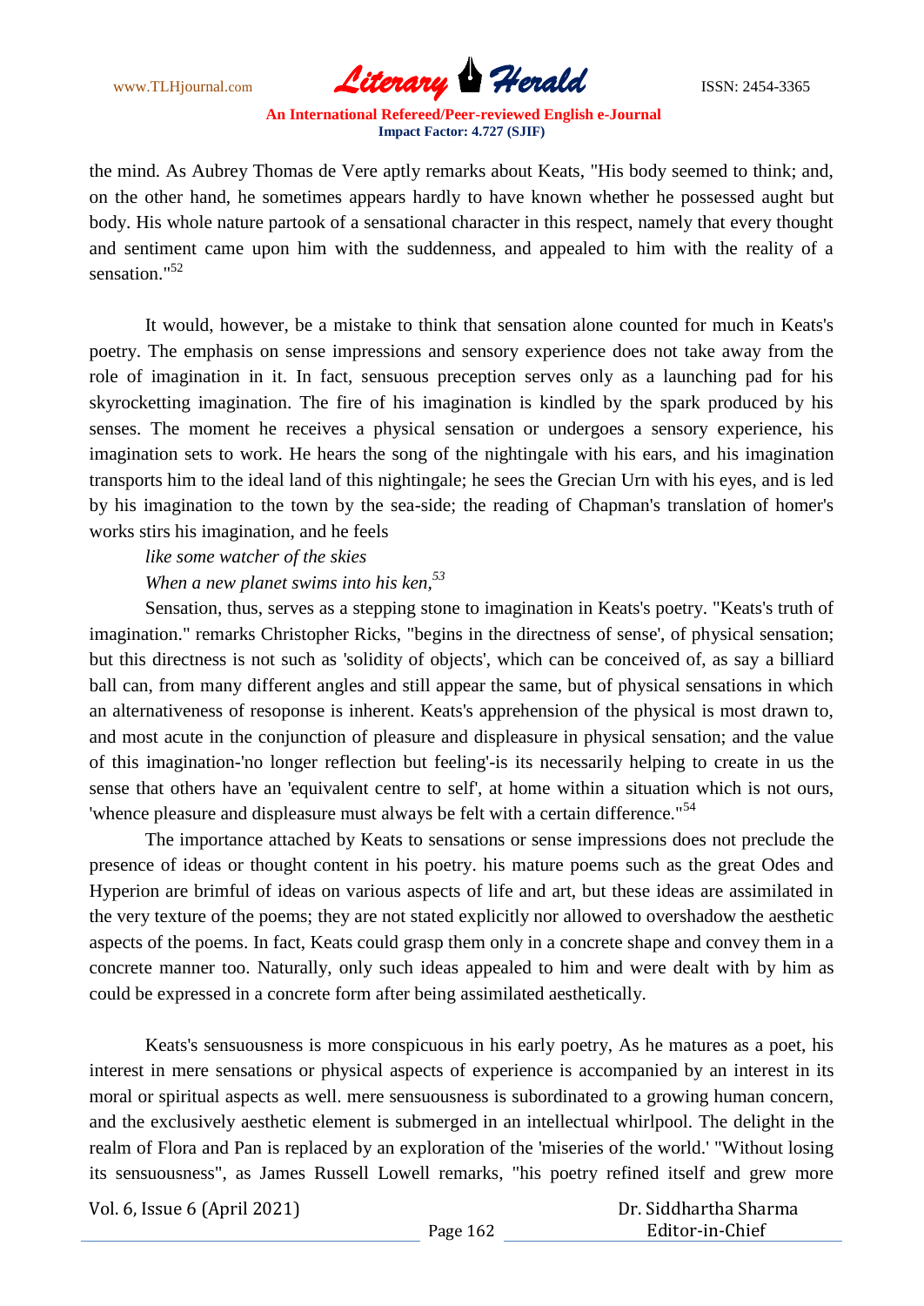the mind. As Aubrey Thomas de Vere aptly remarks about Keats, "His body seemed to think; and, on the other hand, he sometimes appears hardly to have known whether he possessed aught but body. His whole nature partook of a sensational character in this respect, namely that every thought and sentiment came upon him with the suddenness, and appealed to him with the reality of a sensation."[52]

It would, however, be a mistake to think that sensation alone counted for much in Keats's poetry. The emphasis on sense impressions and sensory experience does not take away from the role of imagination in it. In fact, sensuous preception serves only as a launching pad for his skyrocketting imagination. The fire of his imagination is kindled by the spark produced by his senses. The moment he receives a physical sensation or undergoes a sensory experience, his imagination sets to work. He hears the song of the nightingale with his ears, and his imagination transports him to the ideal land of this nightingale; he sees the Grecian Urn with his eyes, and is led by his imagination to the town by the sea-side; the reading of Chapman's translation of homer's works stirs his imagination, and he feels

*like some watcher of the skies*
*When a new planet swims into his ken,*[53]

Sensation, thus, serves as a stepping stone to imagination in Keats's poetry. "Keats's truth of imagination." remarks Christopher Ricks, "begins in the directness of sense', of physical sensation; but this directness is not such as 'solidity of objects', which can be conceived of, as say a billiard ball can, from many different angles and still appear the same, but of physical sensations in which an alternativeness of resoponse is inherent. Keats's apprehension of the physical is most drawn to, and most acute in the conjunction of pleasure and displeasure in physical sensation; and the value of this imagination-'no longer reflection but feeling'-is its necessarily helping to create in us the sense that others have an 'equivalent centre to self', at home within a situation which is not ours, 'whence pleasure and displeasure must always be felt with a certain difference."[54]

The importance attached by Keats to sensations or sense impressions does not preclude the presence of ideas or thought content in his poetry. his mature poems such as the great Odes and Hyperion are brimful of ideas on various aspects of life and art, but these ideas are assimilated in the very texture of the poems; they are not stated explicitly nor allowed to overshadow the aesthetic aspects of the poems. In fact, Keats could grasp them only in a concrete shape and convey them in a concrete manner too. Naturally, only such ideas appealed to him and were dealt with by him as could be expressed in a concrete form after being assimilated aesthetically.

Keats's sensuousness is more conspicuous in his early poetry, As he matures as a poet, his interest in mere sensations or physical aspects of experience is accompanied by an interest in its moral or spiritual aspects as well. mere sensuousness is subordinated to a growing human concern, and the exclusively aesthetic element is submerged in an intellectual whirlpool. The delight in the realm of Flora and Pan is replaced by an exploration of the 'miseries of the world.' "Without losing its sensuousness", as James Russell Lowell remarks, "his poetry refined itself and grew more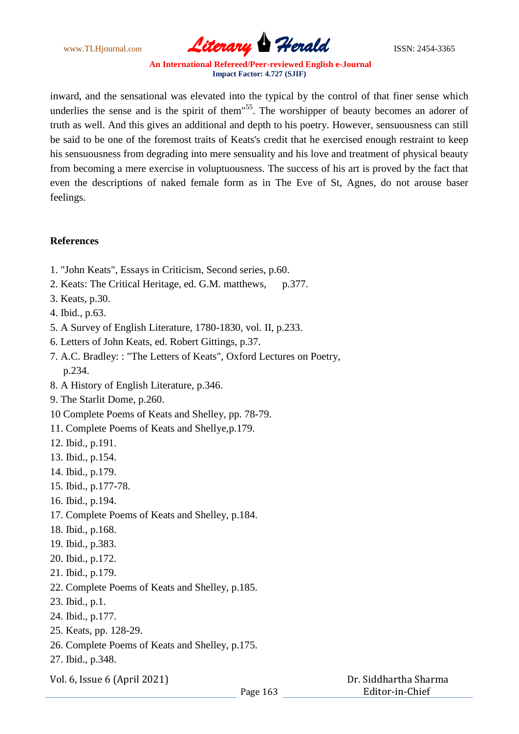inward, and the sensational was elevated into the typical by the control of that finer sense which underlies the sense and is the spirit of them"[55]. The worshipper of beauty becomes an adorer of truth as well. And this gives an additional and depth to his poetry. However, sensuousness can still be said to be one of the foremost traits of Keats's credit that he exercised enough restraint to keep his sensuousness from degrading into mere sensuality and his love and treatment of physical beauty from becoming a mere exercise in voluptuousness. The success of his art is proved by the fact that even the descriptions of naked female form as in The Eve of St, Agnes, do not arouse baser feelings.

**References**

1. "John Keats", Essays in Criticism, Second series, p.60.
2. Keats: The Critical Heritage, ed. G.M. matthews, p.377.
3. Keats, p.30.
4. Ibid., p.63.
5. A Survey of English Literature, 1780-1830, vol. II, p.233.
6. Letters of John Keats, ed. Robert Gittings, p.37.
7. A.C. Bradley: : "The Letters of Keats", Oxford Lectures on Poetry, p.234.
8. A History of English Literature, p.346.
9. The Starlit Dome, p.260.
10 Complete Poems of Keats and Shelley, pp. 78-79.
11. Complete Poems of Keats and Shellye,p.179.
12. Ibid., p.191.
13. Ibid., p.154.
14. Ibid., p.179.
15. Ibid., p.177-78.
16. Ibid., p.194.
17. Complete Poems of Keats and Shelley, p.184.
18. Ibid., p.168.
19. Ibid., p.383.
20. Ibid., p.172.
21. Ibid., p.179.
22. Complete Poems of Keats and Shelley, p.185.
23. Ibid., p.1.
24. Ibid., p.177.
25. Keats, pp. 128-29.
26. Complete Poems of Keats and Shelley, p.175.
27. Ibid., p.348.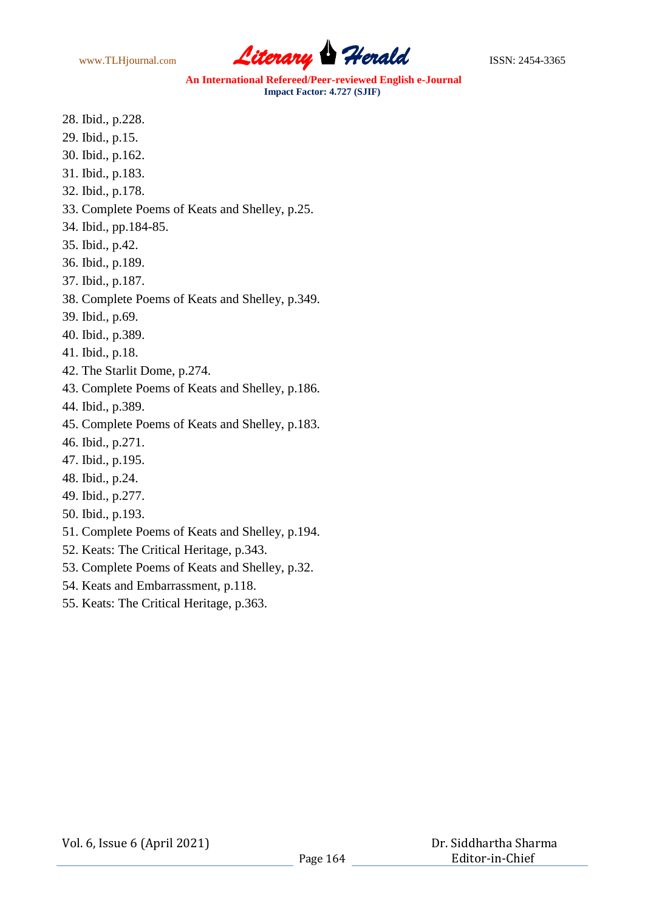28. Ibid., p.228.
29. Ibid., p.15.
30. Ibid., p.162.
31. Ibid., p.183.
32. Ibid., p.178.
33. Complete Poems of Keats and Shelley, p.25.
34. Ibid., pp.184-85.
35. Ibid., p.42.
36. Ibid., p.189.
37. Ibid., p.187.
38. Complete Poems of Keats and Shelley, p.349.
39. Ibid., p.69.
40. Ibid., p.389.
41. Ibid., p.18.
42. The Starlit Dome, p.274.
43. Complete Poems of Keats and Shelley, p.186.
44. Ibid., p.389.
45. Complete Poems of Keats and Shelley, p.183.
46. Ibid., p.271.
47. Ibid., p.195.
48. Ibid., p.24.
49. Ibid., p.277.
50. Ibid., p.193.
51. Complete Poems of Keats and Shelley, p.194.
52. Keats: The Critical Heritage, p.343.
53. Complete Poems of Keats and Shelley, p.32.
54. Keats and Embarrassment, p.118.
55. Keats: The Critical Heritage, p.363.